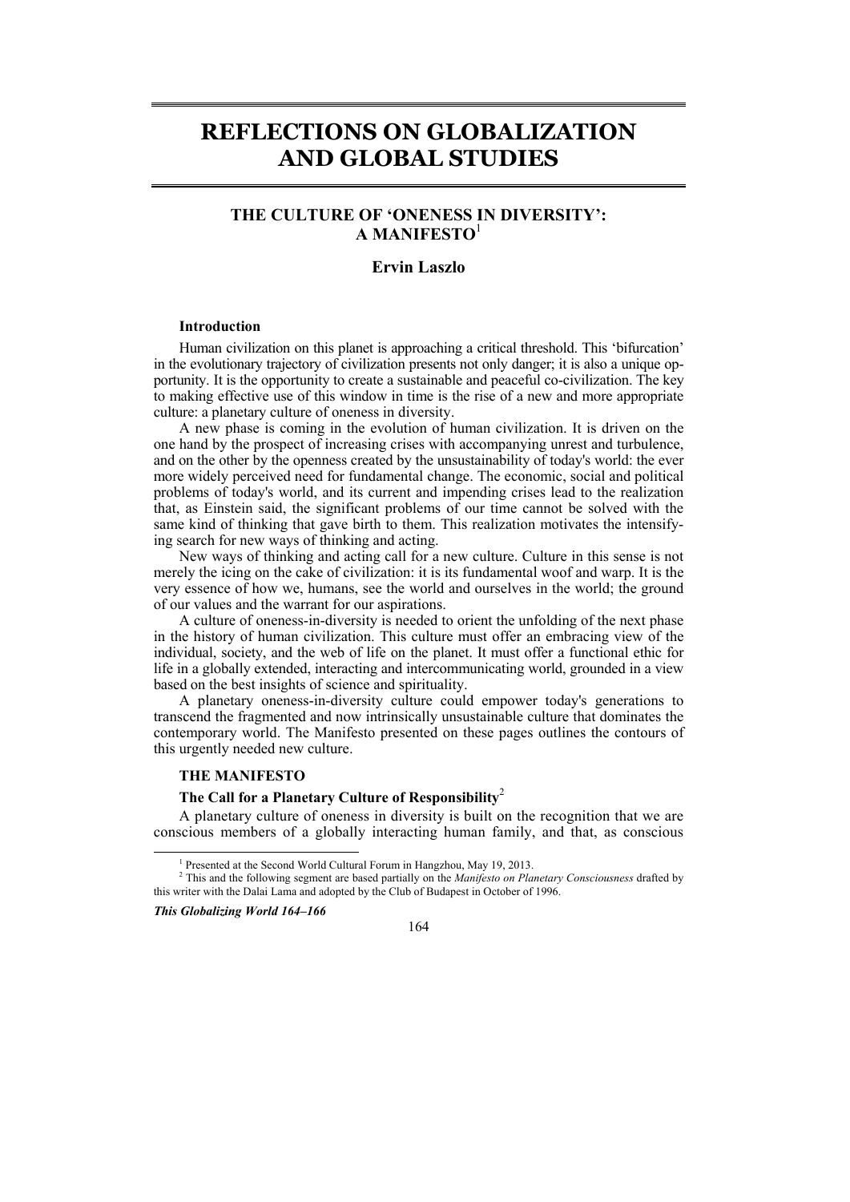# REFLECTIONS ON GLOBALIZATION AND GLOBAL STUDIES

## THE CULTURE OF 'ONENESS IN DIVERSITY': A MANIFESTO[1]

**Ervin Laszlo**

### Introduction

Human civilization on this planet is approaching a critical threshold. This 'bifurcation' in the evolutionary trajectory of civilization presents not only danger; it is also a unique opportunity. It is the opportunity to create a sustainable and peaceful co-civilization. The key to making effective use of this window in time is the rise of a new and more appropriate culture: a planetary culture of oneness in diversity.

A new phase is coming in the evolution of human civilization. It is driven on the one hand by the prospect of increasing crises with accompanying unrest and turbulence, and on the other by the openness created by the unsustainability of today's world: the ever more widely perceived need for fundamental change. The economic, social and political problems of today's world, and its current and impending crises lead to the realization that, as Einstein said, the significant problems of our time cannot be solved with the same kind of thinking that gave birth to them. This realization motivates the intensifying search for new ways of thinking and acting.

New ways of thinking and acting call for a new culture. Culture in this sense is not merely the icing on the cake of civilization: it is its fundamental woof and warp. It is the very essence of how we, humans, see the world and ourselves in the world; the ground of our values and the warrant for our aspirations.

A culture of oneness-in-diversity is needed to orient the unfolding of the next phase in the history of human civilization. This culture must offer an embracing view of the individual, society, and the web of life on the planet. It must offer a functional ethic for life in a globally extended, interacting and intercommunicating world, grounded in a view based on the best insights of science and spirituality.

A planetary oneness-in-diversity culture could empower today's generations to transcend the fragmented and now intrinsically unsustainable culture that dominates the contemporary world. The Manifesto presented on these pages outlines the contours of this urgently needed new culture.

### THE MANIFESTO

#### The Call for a Planetary Culture of Responsibility[2]

A planetary culture of oneness in diversity is built on the recognition that we are conscious members of a globally interacting human family, and that, as conscious

---

[1] Presented at the Second World Cultural Forum in Hangzhou, May 19, 2013.

[2] This and the following segment are based partially on the *Manifesto on Planetary Consciousness* drafted by this writer with the Dalai Lama and adopted by the Club of Budapest in October of 1996.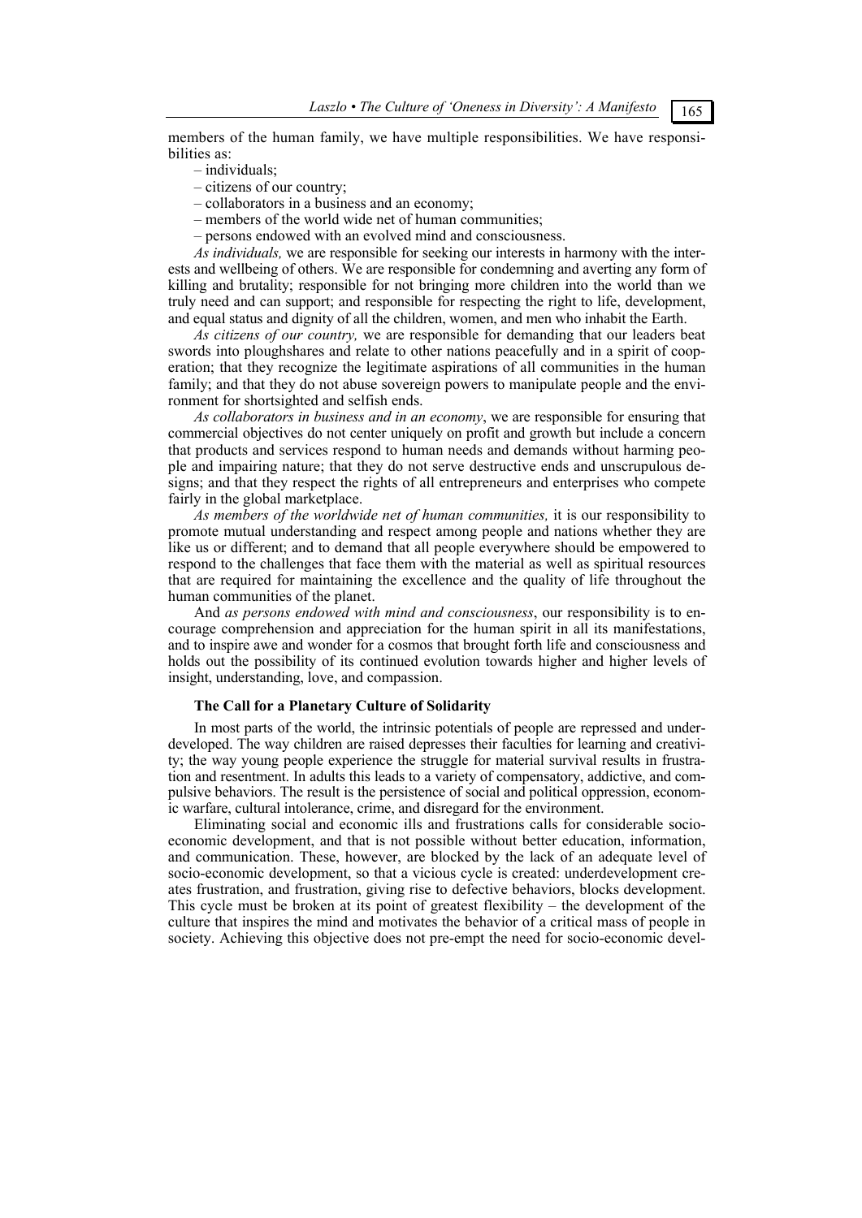members of the human family, we have multiple responsibilities. We have responsibilities as:

– individuals;
– citizens of our country;
– collaborators in a business and an economy;
– members of the world wide net of human communities;
– persons endowed with an evolved mind and consciousness.

*As individuals,* we are responsible for seeking our interests in harmony with the interests and wellbeing of others. We are responsible for condemning and averting any form of killing and brutality; responsible for not bringing more children into the world than we truly need and can support; and responsible for respecting the right to life, development, and equal status and dignity of all the children, women, and men who inhabit the Earth.

*As citizens of our country,* we are responsible for demanding that our leaders beat swords into ploughshares and relate to other nations peacefully and in a spirit of cooperation; that they recognize the legitimate aspirations of all communities in the human family; and that they do not abuse sovereign powers to manipulate people and the environment for shortsighted and selfish ends.

*As collaborators in business and in an economy*, we are responsible for ensuring that commercial objectives do not center uniquely on profit and growth but include a concern that products and services respond to human needs and demands without harming people and impairing nature; that they do not serve destructive ends and unscrupulous designs; and that they respect the rights of all entrepreneurs and enterprises who compete fairly in the global marketplace.

*As members of the worldwide net of human communities,* it is our responsibility to promote mutual understanding and respect among people and nations whether they are like us or different; and to demand that all people everywhere should be empowered to respond to the challenges that face them with the material as well as spiritual resources that are required for maintaining the excellence and the quality of life throughout the human communities of the planet.

And *as persons endowed with mind and consciousness*, our responsibility is to encourage comprehension and appreciation for the human spirit in all its manifestations, and to inspire awe and wonder for a cosmos that brought forth life and consciousness and holds out the possibility of its continued evolution towards higher and higher levels of insight, understanding, love, and compassion.

### The Call for a Planetary Culture of Solidarity

In most parts of the world, the intrinsic potentials of people are repressed and underdeveloped. The way children are raised depresses their faculties for learning and creativity; the way young people experience the struggle for material survival results in frustration and resentment. In adults this leads to a variety of compensatory, addictive, and compulsive behaviors. The result is the persistence of social and political oppression, economic warfare, cultural intolerance, crime, and disregard for the environment.

Eliminating social and economic ills and frustrations calls for considerable socio-economic development, and that is not possible without better education, information, and communication. These, however, are blocked by the lack of an adequate level of socio-economic development, so that a vicious cycle is created: underdevelopment creates frustration, and frustration, giving rise to defective behaviors, blocks development. This cycle must be broken at its point of greatest flexibility – the development of the culture that inspires the mind and motivates the behavior of a critical mass of people in society. Achieving this objective does not pre-empt the need for socio-economic devel-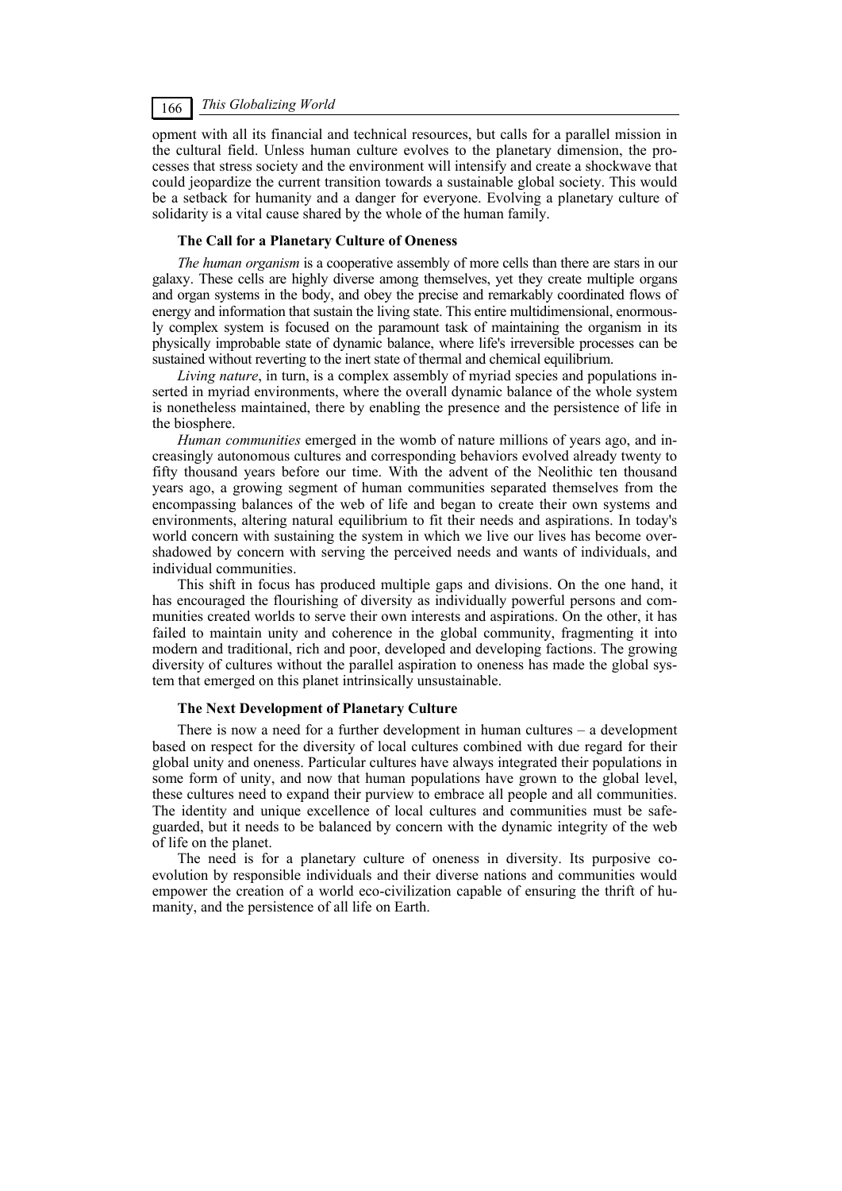opment with all its financial and technical resources, but calls for a parallel mission in the cultural field. Unless human culture evolves to the planetary dimension, the processes that stress society and the environment will intensify and create a shockwave that could jeopardize the current transition towards a sustainable global society. This would be a setback for humanity and a danger for everyone. Evolving a planetary culture of solidarity is a vital cause shared by the whole of the human family.

### The Call for a Planetary Culture of Oneness

*The human organism* is a cooperative assembly of more cells than there are stars in our galaxy. These cells are highly diverse among themselves, yet they create multiple organs and organ systems in the body, and obey the precise and remarkably coordinated flows of energy and information that sustain the living state. This entire multidimensional, enormously complex system is focused on the paramount task of maintaining the organism in its physically improbable state of dynamic balance, where life's irreversible processes can be sustained without reverting to the inert state of thermal and chemical equilibrium.

*Living nature*, in turn, is a complex assembly of myriad species and populations inserted in myriad environments, where the overall dynamic balance of the whole system is nonetheless maintained, there by enabling the presence and the persistence of life in the biosphere.

*Human communities* emerged in the womb of nature millions of years ago, and increasingly autonomous cultures and corresponding behaviors evolved already twenty to fifty thousand years before our time. With the advent of the Neolithic ten thousand years ago, a growing segment of human communities separated themselves from the encompassing balances of the web of life and began to create their own systems and environments, altering natural equilibrium to fit their needs and aspirations. In today's world concern with sustaining the system in which we live our lives has become overshadowed by concern with serving the perceived needs and wants of individuals, and individual communities.

This shift in focus has produced multiple gaps and divisions. On the one hand, it has encouraged the flourishing of diversity as individually powerful persons and communities created worlds to serve their own interests and aspirations. On the other, it has failed to maintain unity and coherence in the global community, fragmenting it into modern and traditional, rich and poor, developed and developing factions. The growing diversity of cultures without the parallel aspiration to oneness has made the global system that emerged on this planet intrinsically unsustainable.

### The Next Development of Planetary Culture

There is now a need for a further development in human cultures – a development based on respect for the diversity of local cultures combined with due regard for their global unity and oneness. Particular cultures have always integrated their populations in some form of unity, and now that human populations have grown to the global level, these cultures need to expand their purview to embrace all people and all communities. The identity and unique excellence of local cultures and communities must be safeguarded, but it needs to be balanced by concern with the dynamic integrity of the web of life on the planet.

The need is for a planetary culture of oneness in diversity. Its purposive coevolution by responsible individuals and their diverse nations and communities would empower the creation of a world eco-civilization capable of ensuring the thrift of humanity, and the persistence of all life on Earth.